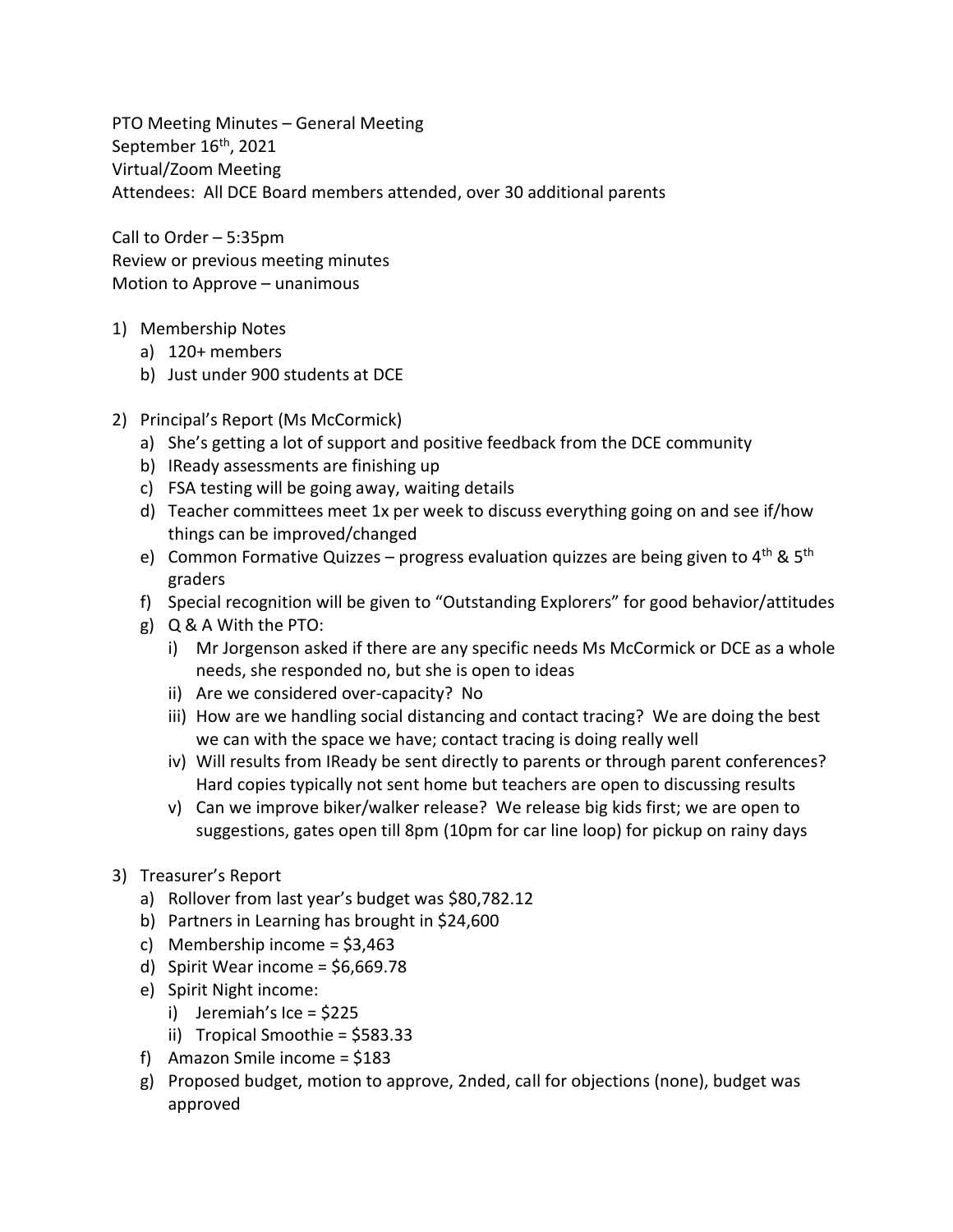PTO Meeting Minutes – General Meeting
September 16th, 2021
Virtual/Zoom Meeting
Attendees: All DCE Board members attended, over 30 additional parents

Call to Order – 5:35pm
Review or previous meeting minutes
Motion to Approve – unanimous

1) Membership Notes
   a) 120+ members
   b) Just under 900 students at DCE

2) Principal's Report (Ms McCormick)
   a) She's getting a lot of support and positive feedback from the DCE community
   b) IReady assessments are finishing up
   c) FSA testing will be going away, waiting details
   d) Teacher committees meet 1x per week to discuss everything going on and see if/how things can be improved/changed
   e) Common Formative Quizzes – progress evaluation quizzes are being given to 4th & 5th graders
   f) Special recognition will be given to "Outstanding Explorers" for good behavior/attitudes
   g) Q & A With the PTO:
      i) Mr Jorgenson asked if there are any specific needs Ms McCormick or DCE as a whole needs, she responded no, but she is open to ideas
      ii) Are we considered over-capacity? No
      iii) How are we handling social distancing and contact tracing? We are doing the best we can with the space we have; contact tracing is doing really well
      iv) Will results from IReady be sent directly to parents or through parent conferences? Hard copies typically not sent home but teachers are open to discussing results
      v) Can we improve biker/walker release? We release big kids first; we are open to suggestions, gates open till 8pm (10pm for car line loop) for pickup on rainy days

3) Treasurer's Report
   a) Rollover from last year's budget was $80,782.12
   b) Partners in Learning has brought in $24,600
   c) Membership income = $3,463
   d) Spirit Wear income = $6,669.78
   e) Spirit Night income:
      i) Jeremiah's Ice = $225
      ii) Tropical Smoothie = $583.33
   f) Amazon Smile income = $183
   g) Proposed budget, motion to approve, 2nded, call for objections (none), budget was approved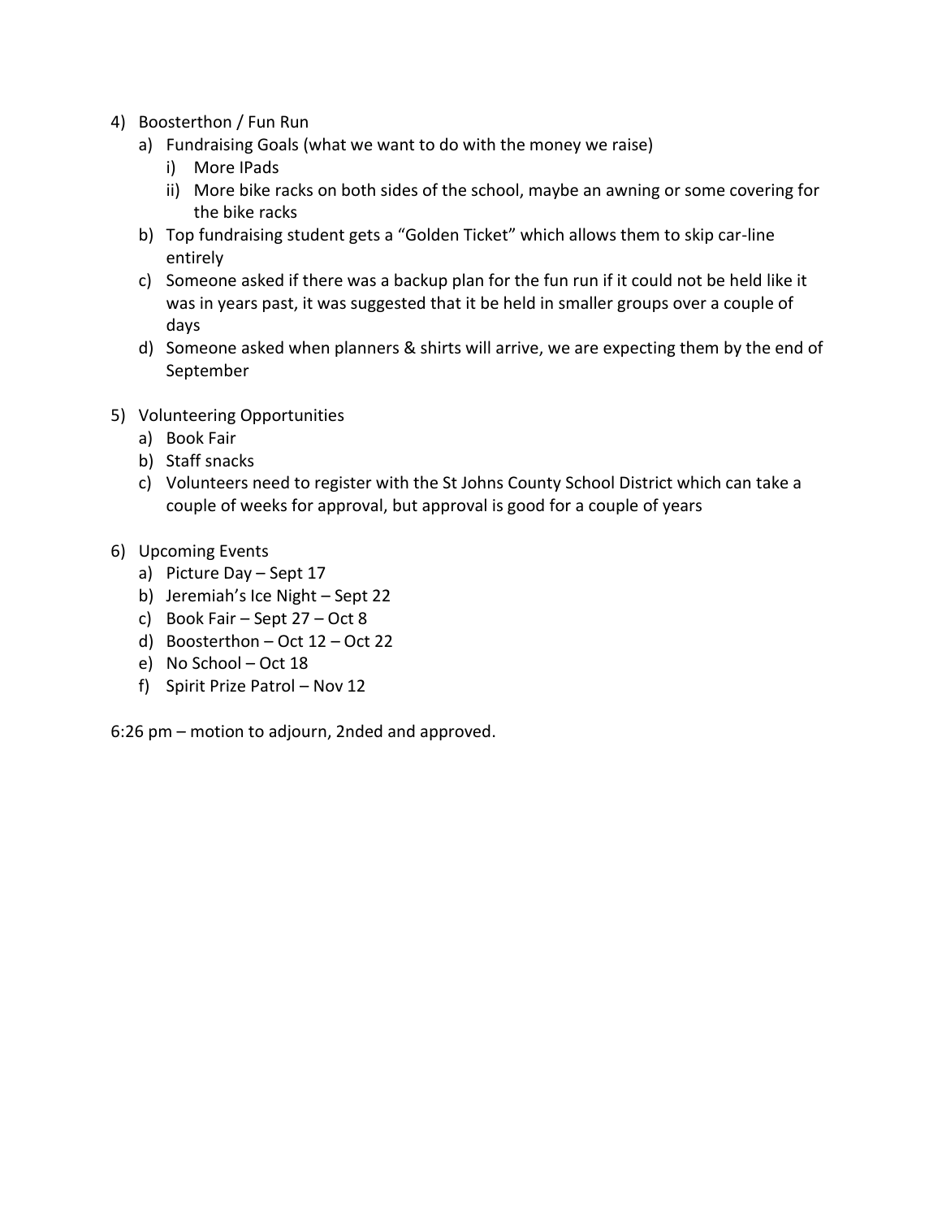4) Boosterthon / Fun Run
   a) Fundraising Goals (what we want to do with the money we raise)
      i) More IPads
      ii) More bike racks on both sides of the school, maybe an awning or some covering for the bike racks
   b) Top fundraising student gets a "Golden Ticket" which allows them to skip car-line entirely
   c) Someone asked if there was a backup plan for the fun run if it could not be held like it was in years past, it was suggested that it be held in smaller groups over a couple of days
   d) Someone asked when planners & shirts will arrive, we are expecting them by the end of September

5) Volunteering Opportunities
   a) Book Fair
   b) Staff snacks
   c) Volunteers need to register with the St Johns County School District which can take a couple of weeks for approval, but approval is good for a couple of years

6) Upcoming Events
   a) Picture Day – Sept 17
   b) Jeremiah's Ice Night – Sept 22
   c) Book Fair – Sept 27 – Oct 8
   d) Boosterthon – Oct 12 – Oct 22
   e) No School – Oct 18
   f) Spirit Prize Patrol – Nov 12

6:26 pm – motion to adjourn, 2nded and approved.